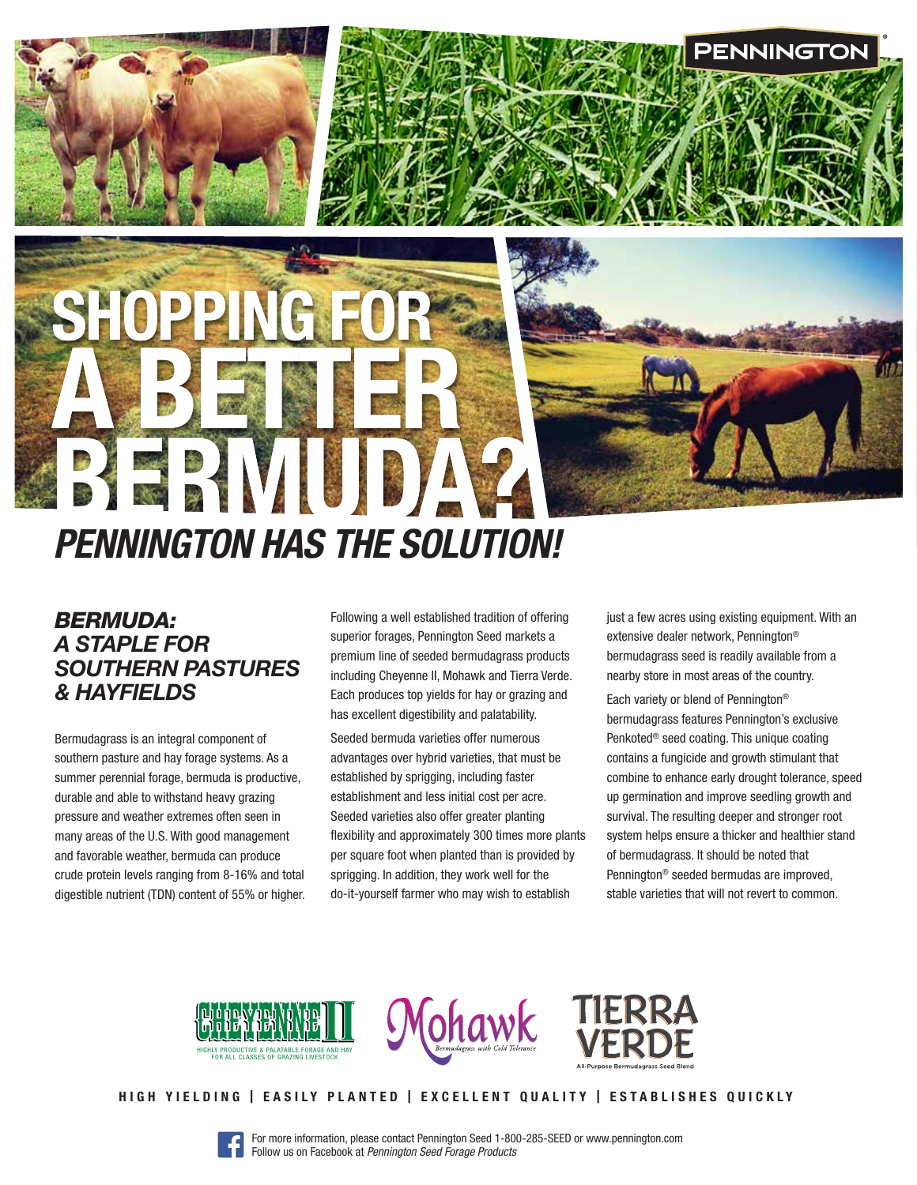PENNINGTON

# SHOPPING FOR A BETTER BERMUDA?

## *PENNINGTON HAS THE SOLUTION!*

### *BERMUDA: A STAPLE FOR SOUTHERN PASTURES & HAYFIELDS*

Bermudagrass is an integral component of southern pasture and hay forage systems. As a summer perennial forage, bermuda is productive, durable and able to withstand heavy grazing pressure and weather extremes often seen in many areas of the U.S. With good management and favorable weather, bermuda can produce crude protein levels ranging from 8-16% and total digestible nutrient (TDN) content of 55% or higher.

Following a well established tradition of offering superior forages, Pennington Seed markets a premium line of seeded bermudagrass products including Cheyenne II, Mohawk and Tierra Verde. Each produces top yields for hay or grazing and has excellent digestibility and palatability.

Seeded bermuda varieties offer numerous advantages over hybrid varieties, that must be established by sprigging, including faster establishment and less initial cost per acre. Seeded varieties also offer greater planting flexibility and approximately 300 times more plants per square foot when planted than is provided by sprigging. In addition, they work well for the do-it-yourself farmer who may wish to establish just a few acres using existing equipment. With an extensive dealer network, Pennington® bermudagrass seed is readily available from a nearby store in most areas of the country.

Each variety or blend of Pennington® bermudagrass features Pennington's exclusive Penkoted® seed coating. This unique coating contains a fungicide and growth stimulant that combine to enhance early drought tolerance, speed up germination and improve seedling growth and survival. The resulting deeper and stronger root system helps ensure a thicker and healthier stand of bermudagrass. It should be noted that Pennington® seeded bermudas are improved, stable varieties that will not revert to common.

CHEYENNE II — HIGHLY PRODUCTIVE & PALATABLE FORAGE AND HAY FOR ALL CLASSES OF GRAZING LIVESTOCK

Mohawk — Bermudagrass with Cold Tolerance

TIERRA VERDE — All-Purpose Bermudagrass Seed Blend

**HIGH YIELDING | EASILY PLANTED | EXCELLENT QUALITY | ESTABLISHES QUICKLY**

For more information, please contact Pennington Seed 1-800-285-SEED or www.pennington.com
Follow us on Facebook at *Pennington Seed Forage Products*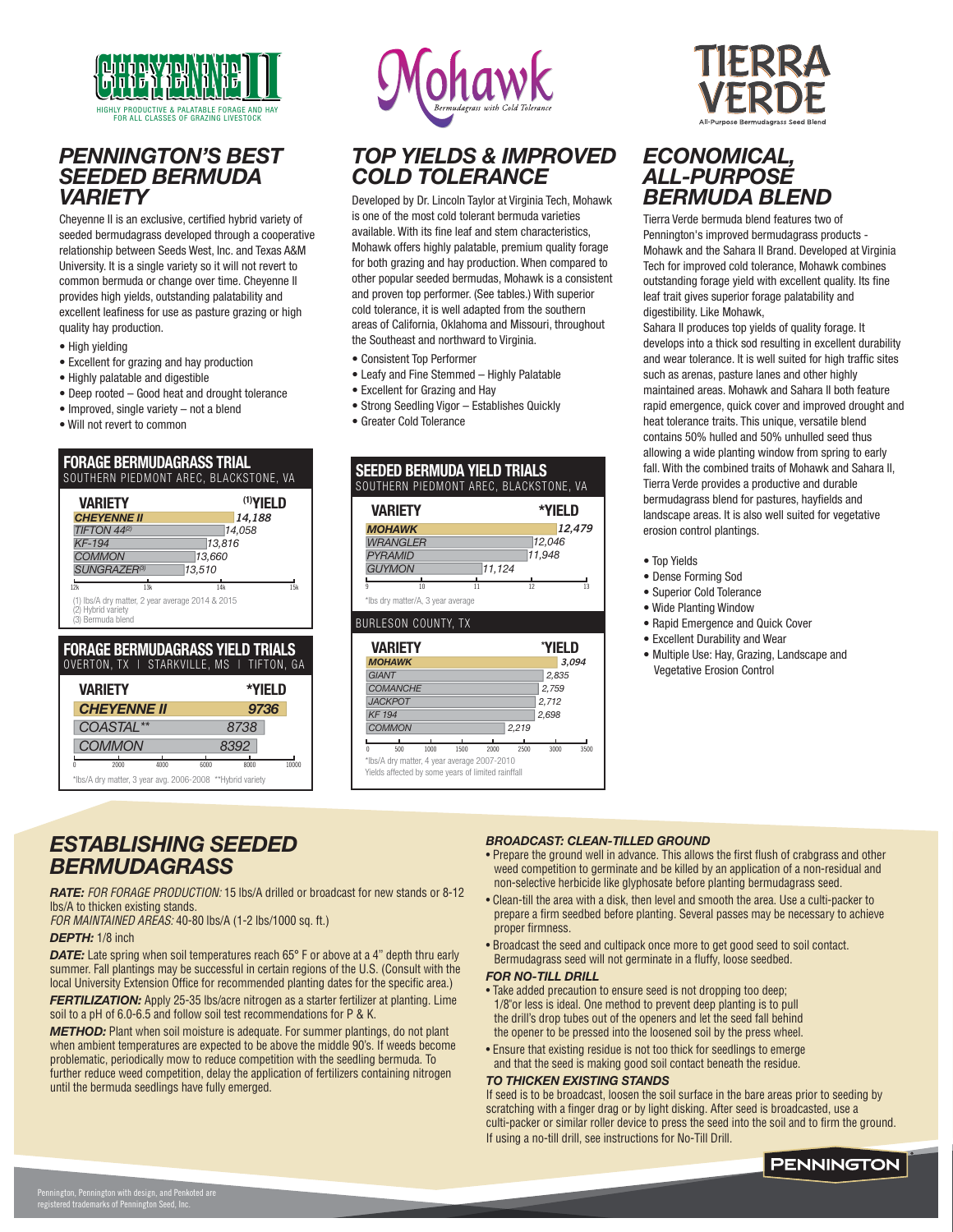CHEYENNE II

HIGHLY PRODUCTIVE & PALATABLE FORAGE AND HAY FOR ALL CLASSES OF GRAZING LIVESTOCK

## PENNINGTON'S BEST SEEDED BERMUDA VARIETY

Cheyenne II is an exclusive, certified hybrid variety of seeded bermudagrass developed through a cooperative relationship between Seeds West, Inc. and Texas A&M University. It is a single variety so it will not revert to common bermuda or change over time. Cheyenne II provides high yields, outstanding palatability and excellent leafiness for use as pasture grazing or high quality hay production.

- High yielding
- Excellent for grazing and hay production
- Highly palatable and digestible
- Deep rooted – Good heat and drought tolerance
- Improved, single variety – not a blend
- Will not revert to common

### FORAGE BERMUDAGRASS TRIAL

SOUTHERN PIEDMONT AREC, BLACKSTONE, VA

VARIETY (1)YIELD

CHEYENNE II 14,188

TIFTON 44[2] 14,058

KF-194 13,816

COMMON 13,660

SUNGRAZER[3] 13,510

12k 13k 14k 15k

(1) lbs/A dry matter, 2 year average 2014 & 2015
(2) Hybrid variety
(3) Bermuda blend

### FORAGE BERMUDAGRASS YIELD TRIALS

OVERTON, TX | STARKVILLE, MS | TIFTON, GA

VARIETY *YIELD

CHEYENNE II 9736

COASTAL** 8738

COMMON 8392

0 2000 4000 6000 8000 10000

*lbs/A dry matter, 3 year avg. 2006-2008 **Hybrid variety

Mohawk

Bermudagrass with Cold Tolerance

## TOP YIELDS & IMPROVED COLD TOLERANCE

Developed by Dr. Lincoln Taylor at Virginia Tech, Mohawk is one of the most cold tolerant bermuda varieties available. With its fine leaf and stem characteristics, Mohawk offers highly palatable, premium quality forage for both grazing and hay production. When compared to other popular seeded bermudas, Mohawk is a consistent and proven top performer. (See tables.) With superior cold tolerance, it is well adapted from the southern areas of California, Oklahoma and Missouri, throughout the Southeast and northward to Virginia.

- Consistent Top Performer
- Leafy and Fine Stemmed – Highly Palatable
- Excellent for Grazing and Hay
- Strong Seedling Vigor – Establishes Quickly
- Greater Cold Tolerance

### SEEDED BERMUDA YIELD TRIALS

SOUTHERN PIEDMONT AREC, BLACKSTONE, VA

VARIETY *YIELD

MOHAWK 12,479

WRANGLER 12,046

PYRAMID 11,948

GUYMON 11,124

9 10 11 12 13

*lbs dry matter/A, 3 year average

BURLESON COUNTY, TX

VARIETY *YIELD

MOHAWK 3,094

GIANT 2,835

COMANCHE 2,759

JACKPOT 2,712

KF 194 2,698

COMMON 2,219

0 500 1000 1500 2000 2500 3000 3500

*lbs/A dry matter, 4 year average 2007-2010
Yields affected by some years of limited rainfall

TIERRA VERDE

All-Purpose Bermudagrass Seed Blend

## ECONOMICAL, ALL-PURPOSE BERMUDA BLEND

Tierra Verde bermuda blend features two of Pennington's improved bermudagrass products - Mohawk and the Sahara II Brand. Developed at Virginia Tech for improved cold tolerance, Mohawk combines outstanding forage yield with excellent quality. Its fine leaf trait gives superior forage palatability and digestibility. Like Mohawk,

Sahara II produces top yields of quality forage. It develops into a thick sod resulting in excellent durability and wear tolerance. It is well suited for high traffic sites such as arenas, pasture lanes and other highly maintained areas. Mohawk and Sahara II both feature rapid emergence, quick cover and improved drought and heat tolerance traits. This unique, versatile blend contains 50% hulled and 50% unhulled seed thus allowing a wide planting window from spring to early fall. With the combined traits of Mohawk and Sahara II, Tierra Verde provides a productive and durable bermudagrass blend for pastures, hayfields and landscape areas. It is also well suited for vegetative erosion control plantings.

- Top Yields
- Dense Forming Sod
- Superior Cold Tolerance
- Wide Planting Window
- Rapid Emergence and Quick Cover
- Excellent Durability and Wear
- Multiple Use: Hay, Grazing, Landscape and Vegetative Erosion Control

## ESTABLISHING SEEDED BERMUDAGRASS

***RATE:*** *FOR FORAGE PRODUCTION:* 15 lbs/A drilled or broadcast for new stands or 8-12 lbs/A to thicken existing stands.
*FOR MAINTAINED AREAS:* 40-80 lbs/A (1-2 lbs/1000 sq. ft.)

***DEPTH:*** 1/8 inch

***DATE:*** Late spring when soil temperatures reach 65° F or above at a 4" depth thru early summer. Fall plantings may be successful in certain regions of the U.S. (Consult with the local University Extension Office for recommended planting dates for the specific area.)

***FERTILIZATION:*** Apply 25-35 lbs/acre nitrogen as a starter fertilizer at planting. Lime soil to a pH of 6.0-6.5 and follow soil test recommendations for P & K.

***METHOD:*** Plant when soil moisture is adequate. For summer plantings, do not plant when ambient temperatures are expected to be above the middle 90's. If weeds become problematic, periodically mow to reduce competition with the seedling bermuda. To further reduce weed competition, delay the application of fertilizers containing nitrogen until the bermuda seedlings have fully emerged.

### BROADCAST: CLEAN-TILLED GROUND

- Prepare the ground well in advance. This allows the first flush of crabgrass and other weed competition to germinate and be killed by an application of a non-residual and non-selective herbicide like glyphosate before planting bermudagrass seed.
- Clean-till the area with a disk, then level and smooth the area. Use a culti-packer to prepare a firm seedbed before planting. Several passes may be necessary to achieve proper firmness.
- Broadcast the seed and cultipack once more to get good seed to soil contact. Bermudagrass seed will not germinate in a fluffy, loose seedbed.

### FOR NO-TILL DRILL

- Take added precaution to ensure seed is not dropping too deep; 1/8"or less is ideal. One method to prevent deep planting is to pull the drill's drop tubes out of the openers and let the seed fall behind the opener to be pressed into the loosened soil by the press wheel.
- Ensure that existing residue is not too thick for seedlings to emerge and that the seed is making good soil contact beneath the residue.

### TO THICKEN EXISTING STANDS

If seed is to be broadcast, loosen the soil surface in the bare areas prior to seeding by scratching with a finger drag or by light disking. After seed is broadcasted, use a culti-packer or similar roller device to press the seed into the soil and to firm the ground. If using a no-till drill, see instructions for No-Till Drill.

PENNINGTON

Pennington, Pennington with design, and Penkoted are registered trademarks of Pennington Seed, Inc.